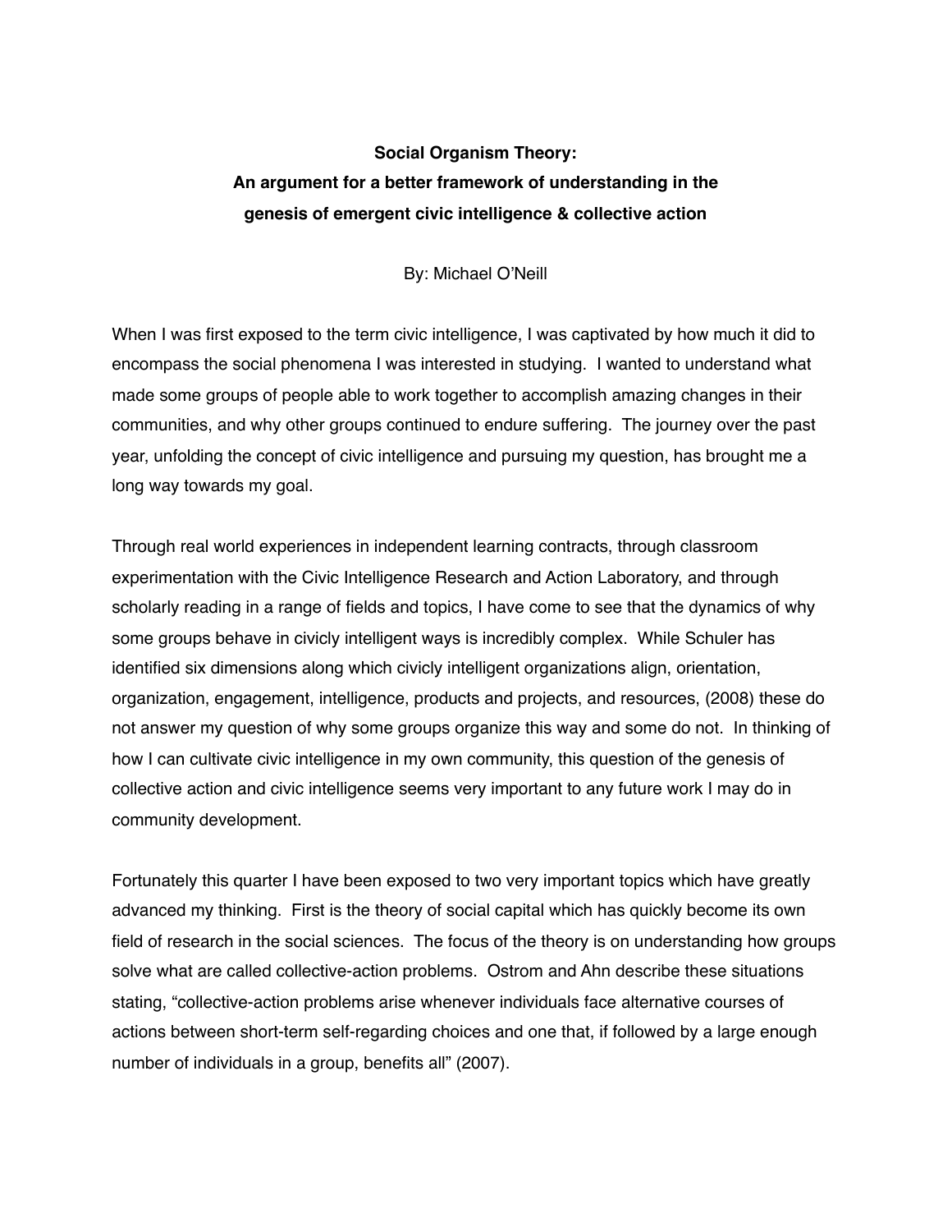# Social Organism Theory: An argument for a better framework of understanding in the genesis of emergent civic intelligence & collective action

By: Michael O'Neill

When I was first exposed to the term civic intelligence, I was captivated by how much it did to encompass the social phenomena I was interested in studying. I wanted to understand what made some groups of people able to work together to accomplish amazing changes in their communities, and why other groups continued to endure suffering. The journey over the past year, unfolding the concept of civic intelligence and pursuing my question, has brought me a long way towards my goal.

Through real world experiences in independent learning contracts, through classroom experimentation with the Civic Intelligence Research and Action Laboratory, and through scholarly reading in a range of fields and topics, I have come to see that the dynamics of why some groups behave in civicly intelligent ways is incredibly complex. While Schuler has identified six dimensions along which civicly intelligent organizations align, orientation, organization, engagement, intelligence, products and projects, and resources, (2008) these do not answer my question of why some groups organize this way and some do not. In thinking of how I can cultivate civic intelligence in my own community, this question of the genesis of collective action and civic intelligence seems very important to any future work I may do in community development.

Fortunately this quarter I have been exposed to two very important topics which have greatly advanced my thinking. First is the theory of social capital which has quickly become its own field of research in the social sciences. The focus of the theory is on understanding how groups solve what are called collective-action problems. Ostrom and Ahn describe these situations stating, "collective-action problems arise whenever individuals face alternative courses of actions between short-term self-regarding choices and one that, if followed by a large enough number of individuals in a group, benefits all" (2007).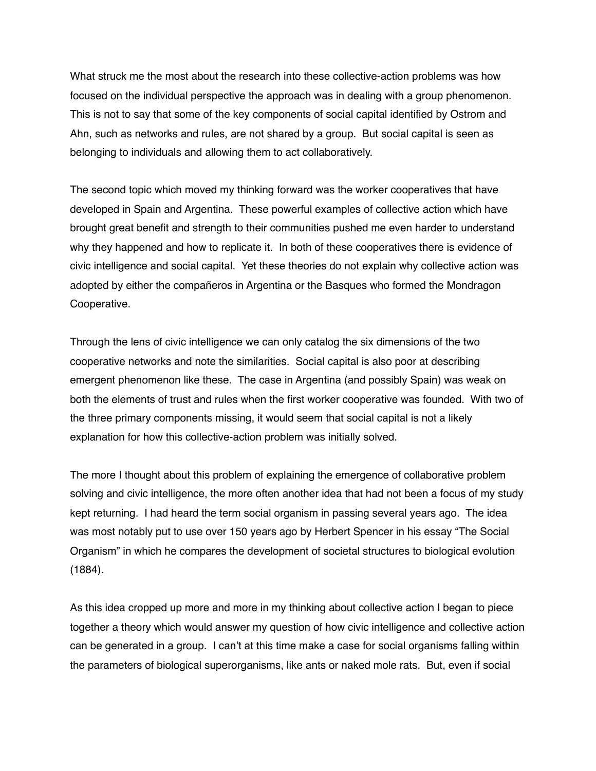What struck me the most about the research into these collective-action problems was how focused on the individual perspective the approach was in dealing with a group phenomenon. This is not to say that some of the key components of social capital identified by Ostrom and Ahn, such as networks and rules, are not shared by a group. But social capital is seen as belonging to individuals and allowing them to act collaboratively.

The second topic which moved my thinking forward was the worker cooperatives that have developed in Spain and Argentina. These powerful examples of collective action which have brought great benefit and strength to their communities pushed me even harder to understand why they happened and how to replicate it. In both of these cooperatives there is evidence of civic intelligence and social capital. Yet these theories do not explain why collective action was adopted by either the compañeros in Argentina or the Basques who formed the Mondragon Cooperative.

Through the lens of civic intelligence we can only catalog the six dimensions of the two cooperative networks and note the similarities. Social capital is also poor at describing emergent phenomenon like these. The case in Argentina (and possibly Spain) was weak on both the elements of trust and rules when the first worker cooperative was founded. With two of the three primary components missing, it would seem that social capital is not a likely explanation for how this collective-action problem was initially solved.

The more I thought about this problem of explaining the emergence of collaborative problem solving and civic intelligence, the more often another idea that had not been a focus of my study kept returning. I had heard the term social organism in passing several years ago. The idea was most notably put to use over 150 years ago by Herbert Spencer in his essay "The Social Organism" in which he compares the development of societal structures to biological evolution (1884).

As this idea cropped up more and more in my thinking about collective action I began to piece together a theory which would answer my question of how civic intelligence and collective action can be generated in a group. I can't at this time make a case for social organisms falling within the parameters of biological superorganisms, like ants or naked mole rats. But, even if social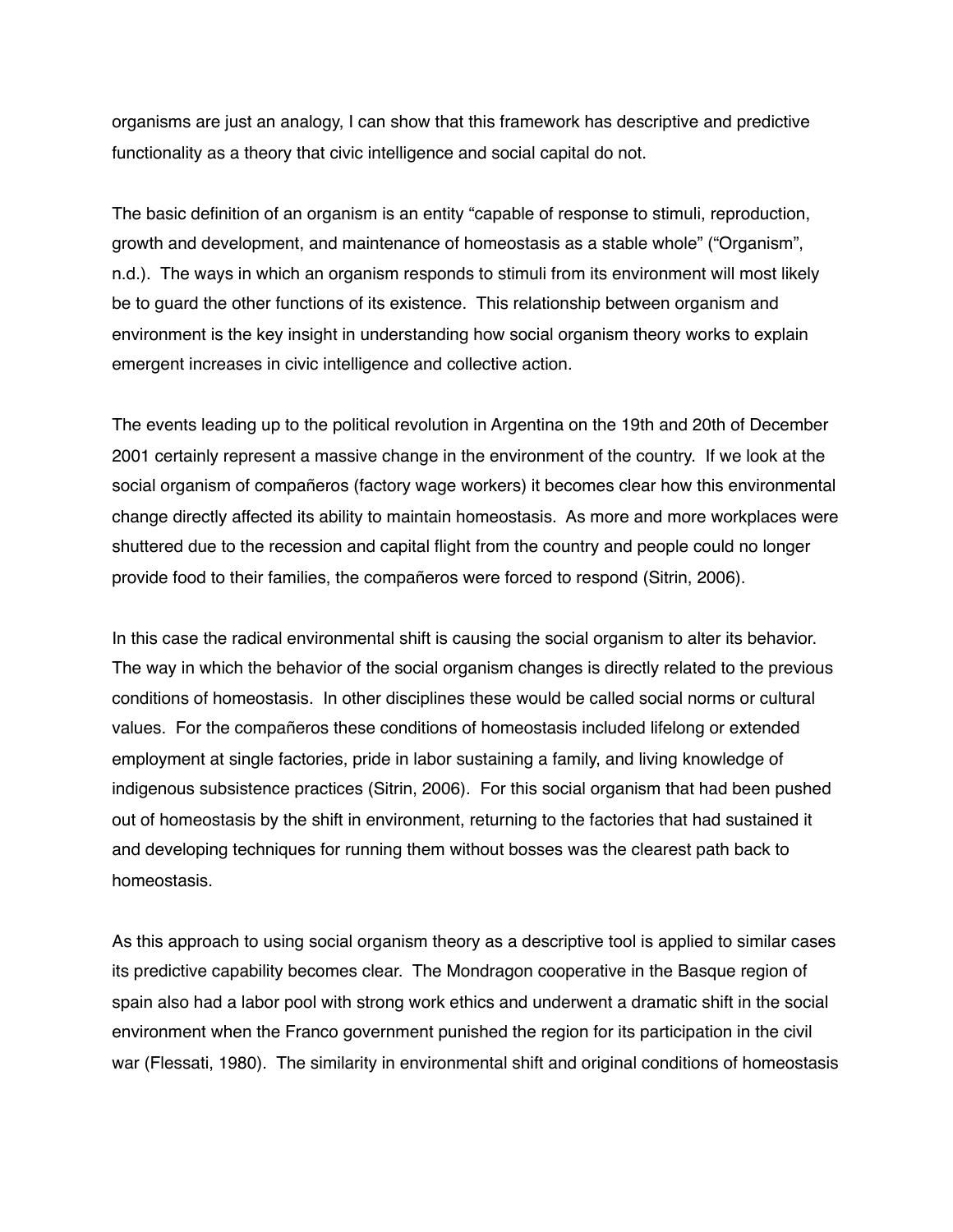organisms are just an analogy, I can show that this framework has descriptive and predictive functionality as a theory that civic intelligence and social capital do not.

The basic definition of an organism is an entity "capable of response to stimuli, reproduction, growth and development, and maintenance of homeostasis as a stable whole" ("Organism", n.d.). The ways in which an organism responds to stimuli from its environment will most likely be to guard the other functions of its existence. This relationship between organism and environment is the key insight in understanding how social organism theory works to explain emergent increases in civic intelligence and collective action.

The events leading up to the political revolution in Argentina on the 19th and 20th of December 2001 certainly represent a massive change in the environment of the country. If we look at the social organism of compañeros (factory wage workers) it becomes clear how this environmental change directly affected its ability to maintain homeostasis. As more and more workplaces were shuttered due to the recession and capital flight from the country and people could no longer provide food to their families, the compañeros were forced to respond (Sitrin, 2006).

In this case the radical environmental shift is causing the social organism to alter its behavior. The way in which the behavior of the social organism changes is directly related to the previous conditions of homeostasis. In other disciplines these would be called social norms or cultural values. For the compañeros these conditions of homeostasis included lifelong or extended employment at single factories, pride in labor sustaining a family, and living knowledge of indigenous subsistence practices (Sitrin, 2006). For this social organism that had been pushed out of homeostasis by the shift in environment, returning to the factories that had sustained it and developing techniques for running them without bosses was the clearest path back to homeostasis.

As this approach to using social organism theory as a descriptive tool is applied to similar cases its predictive capability becomes clear. The Mondragon cooperative in the Basque region of spain also had a labor pool with strong work ethics and underwent a dramatic shift in the social environment when the Franco government punished the region for its participation in the civil war (Flessati, 1980). The similarity in environmental shift and original conditions of homeostasis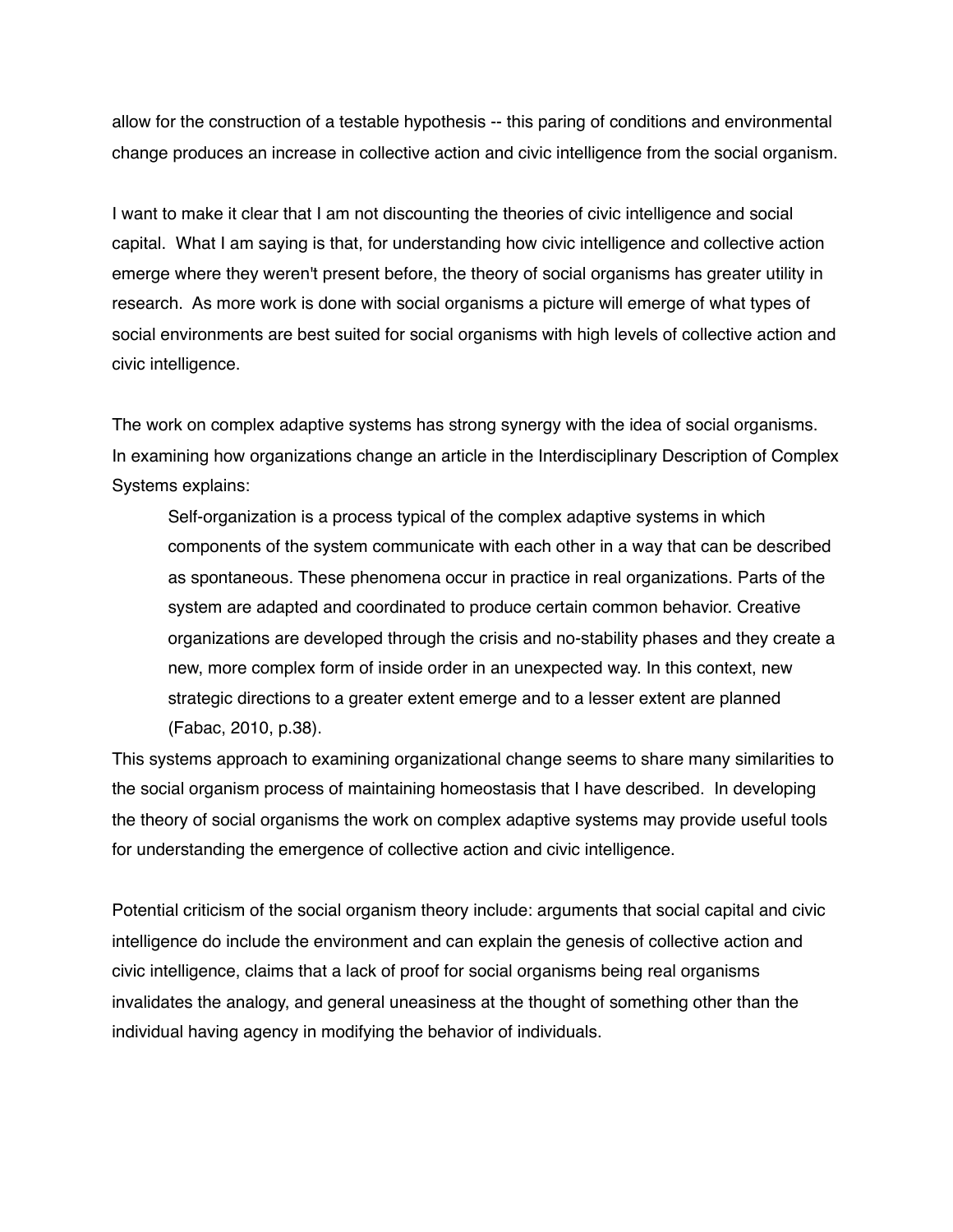allow for the construction of a testable hypothesis -- this paring of conditions and environmental change produces an increase in collective action and civic intelligence from the social organism.

I want to make it clear that I am not discounting the theories of civic intelligence and social capital. What I am saying is that, for understanding how civic intelligence and collective action emerge where they weren't present before, the theory of social organisms has greater utility in research. As more work is done with social organisms a picture will emerge of what types of social environments are best suited for social organisms with high levels of collective action and civic intelligence.

The work on complex adaptive systems has strong synergy with the idea of social organisms. In examining how organizations change an article in the Interdisciplinary Description of Complex Systems explains:

> Self-organization is a process typical of the complex adaptive systems in which components of the system communicate with each other in a way that can be described as spontaneous. These phenomena occur in practice in real organizations. Parts of the system are adapted and coordinated to produce certain common behavior. Creative organizations are developed through the crisis and no-stability phases and they create a new, more complex form of inside order in an unexpected way. In this context, new strategic directions to a greater extent emerge and to a lesser extent are planned (Fabac, 2010, p.38).

This systems approach to examining organizational change seems to share many similarities to the social organism process of maintaining homeostasis that I have described. In developing the theory of social organisms the work on complex adaptive systems may provide useful tools for understanding the emergence of collective action and civic intelligence.

Potential criticism of the social organism theory include: arguments that social capital and civic intelligence do include the environment and can explain the genesis of collective action and civic intelligence, claims that a lack of proof for social organisms being real organisms invalidates the analogy, and general uneasiness at the thought of something other than the individual having agency in modifying the behavior of individuals.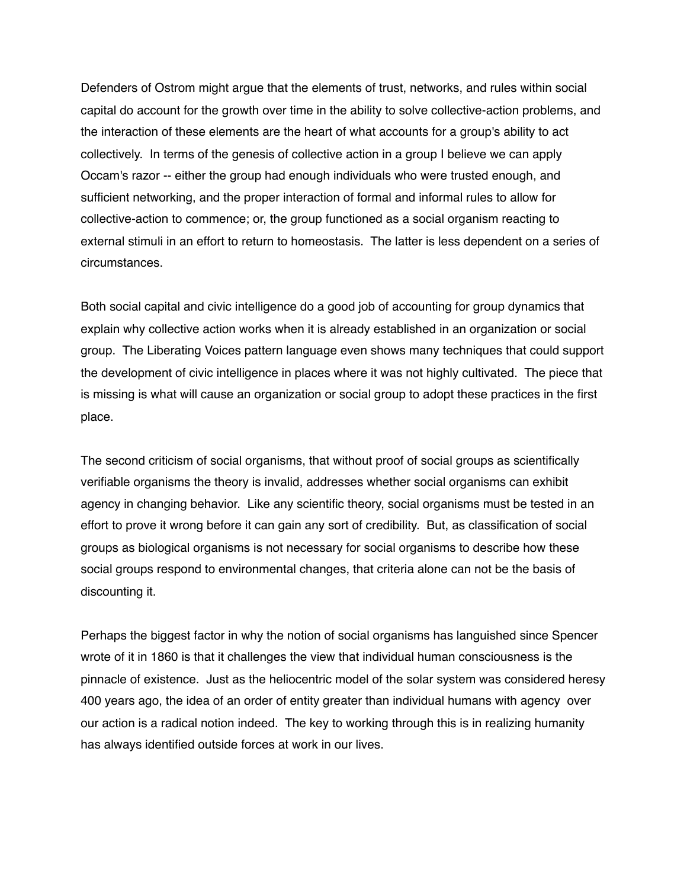Defenders of Ostrom might argue that the elements of trust, networks, and rules within social capital do account for the growth over time in the ability to solve collective-action problems, and the interaction of these elements are the heart of what accounts for a group's ability to act collectively. In terms of the genesis of collective action in a group I believe we can apply Occam's razor -- either the group had enough individuals who were trusted enough, and sufficient networking, and the proper interaction of formal and informal rules to allow for collective-action to commence; or, the group functioned as a social organism reacting to external stimuli in an effort to return to homeostasis. The latter is less dependent on a series of circumstances.

Both social capital and civic intelligence do a good job of accounting for group dynamics that explain why collective action works when it is already established in an organization or social group. The Liberating Voices pattern language even shows many techniques that could support the development of civic intelligence in places where it was not highly cultivated. The piece that is missing is what will cause an organization or social group to adopt these practices in the first place.

The second criticism of social organisms, that without proof of social groups as scientifically verifiable organisms the theory is invalid, addresses whether social organisms can exhibit agency in changing behavior. Like any scientific theory, social organisms must be tested in an effort to prove it wrong before it can gain any sort of credibility. But, as classification of social groups as biological organisms is not necessary for social organisms to describe how these social groups respond to environmental changes, that criteria alone can not be the basis of discounting it.

Perhaps the biggest factor in why the notion of social organisms has languished since Spencer wrote of it in 1860 is that it challenges the view that individual human consciousness is the pinnacle of existence. Just as the heliocentric model of the solar system was considered heresy 400 years ago, the idea of an order of entity greater than individual humans with agency over our action is a radical notion indeed. The key to working through this is in realizing humanity has always identified outside forces at work in our lives.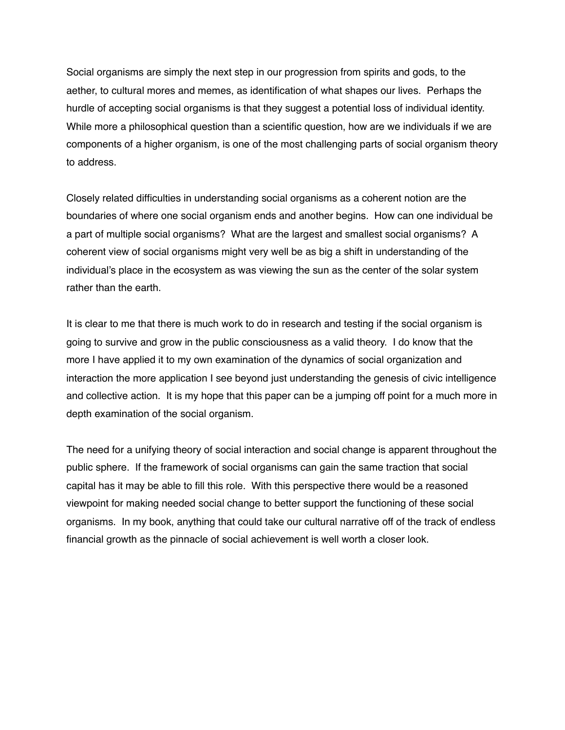Social organisms are simply the next step in our progression from spirits and gods, to the aether, to cultural mores and memes, as identification of what shapes our lives. Perhaps the hurdle of accepting social organisms is that they suggest a potential loss of individual identity. While more a philosophical question than a scientific question, how are we individuals if we are components of a higher organism, is one of the most challenging parts of social organism theory to address.

Closely related difficulties in understanding social organisms as a coherent notion are the boundaries of where one social organism ends and another begins. How can one individual be a part of multiple social organisms? What are the largest and smallest social organisms? A coherent view of social organisms might very well be as big a shift in understanding of the individual's place in the ecosystem as was viewing the sun as the center of the solar system rather than the earth.

It is clear to me that there is much work to do in research and testing if the social organism is going to survive and grow in the public consciousness as a valid theory. I do know that the more I have applied it to my own examination of the dynamics of social organization and interaction the more application I see beyond just understanding the genesis of civic intelligence and collective action. It is my hope that this paper can be a jumping off point for a much more in depth examination of the social organism.

The need for a unifying theory of social interaction and social change is apparent throughout the public sphere. If the framework of social organisms can gain the same traction that social capital has it may be able to fill this role. With this perspective there would be a reasoned viewpoint for making needed social change to better support the functioning of these social organisms. In my book, anything that could take our cultural narrative off of the track of endless financial growth as the pinnacle of social achievement is well worth a closer look.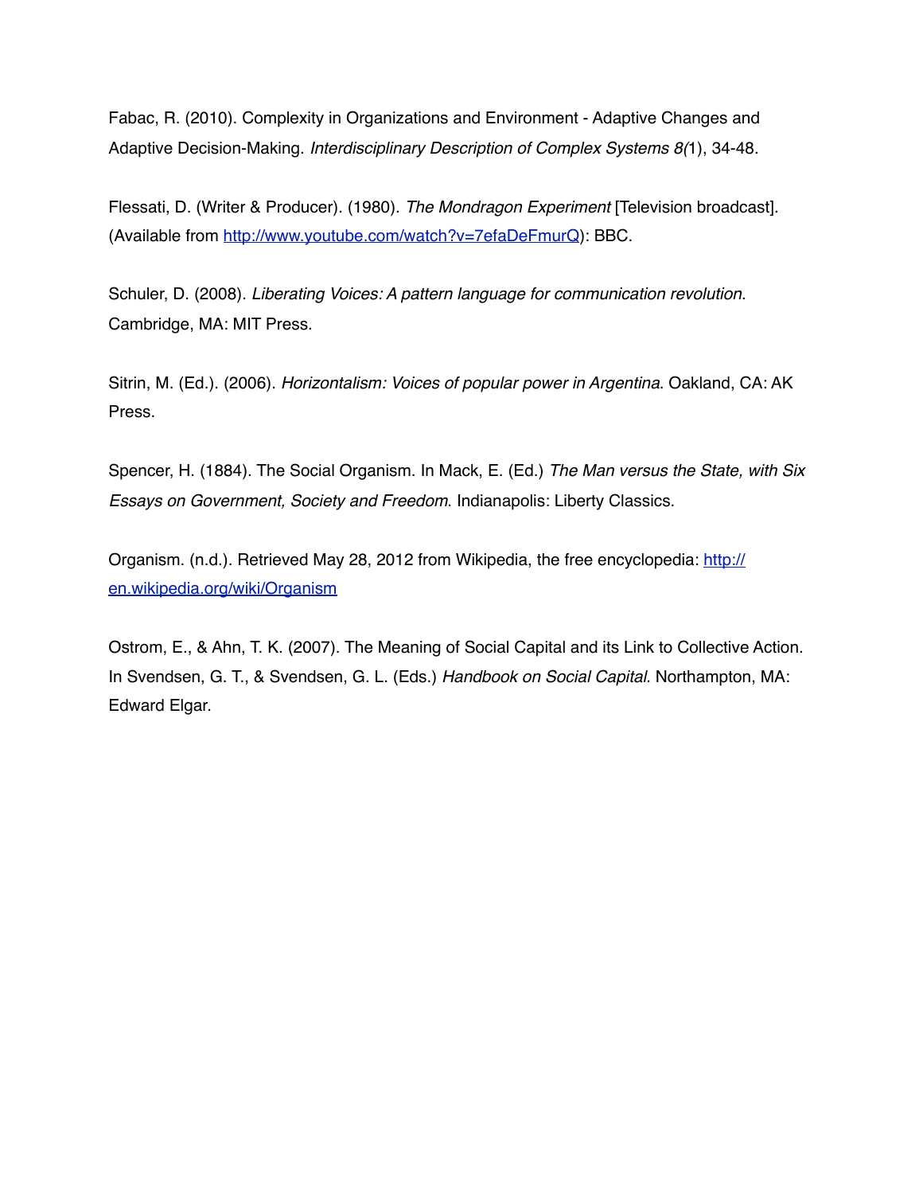Fabac, R. (2010). Complexity in Organizations and Environment - Adaptive Changes and Adaptive Decision-Making. *Interdisciplinary Description of Complex Systems 8(*1), 34-48.

Flessati, D. (Writer & Producer). (1980). *The Mondragon Experiment* [Television broadcast]. (Available from http://www.youtube.com/watch?v=7efaDeFmurQ): BBC.

Schuler, D. (2008). *Liberating Voices: A pattern language for communication revolution*. Cambridge, MA: MIT Press.

Sitrin, M. (Ed.). (2006). *Horizontalism: Voices of popular power in Argentina*. Oakland, CA: AK Press.

Spencer, H. (1884). The Social Organism. In Mack, E. (Ed.) *The Man versus the State, with Six Essays on Government, Society and Freedom*. Indianapolis: Liberty Classics.

Organism. (n.d.). Retrieved May 28, 2012 from Wikipedia, the free encyclopedia: http://en.wikipedia.org/wiki/Organism

Ostrom, E., & Ahn, T. K. (2007). The Meaning of Social Capital and its Link to Collective Action. In Svendsen, G. T., & Svendsen, G. L. (Eds.) *Handbook on Social Capital*. Northampton, MA: Edward Elgar.